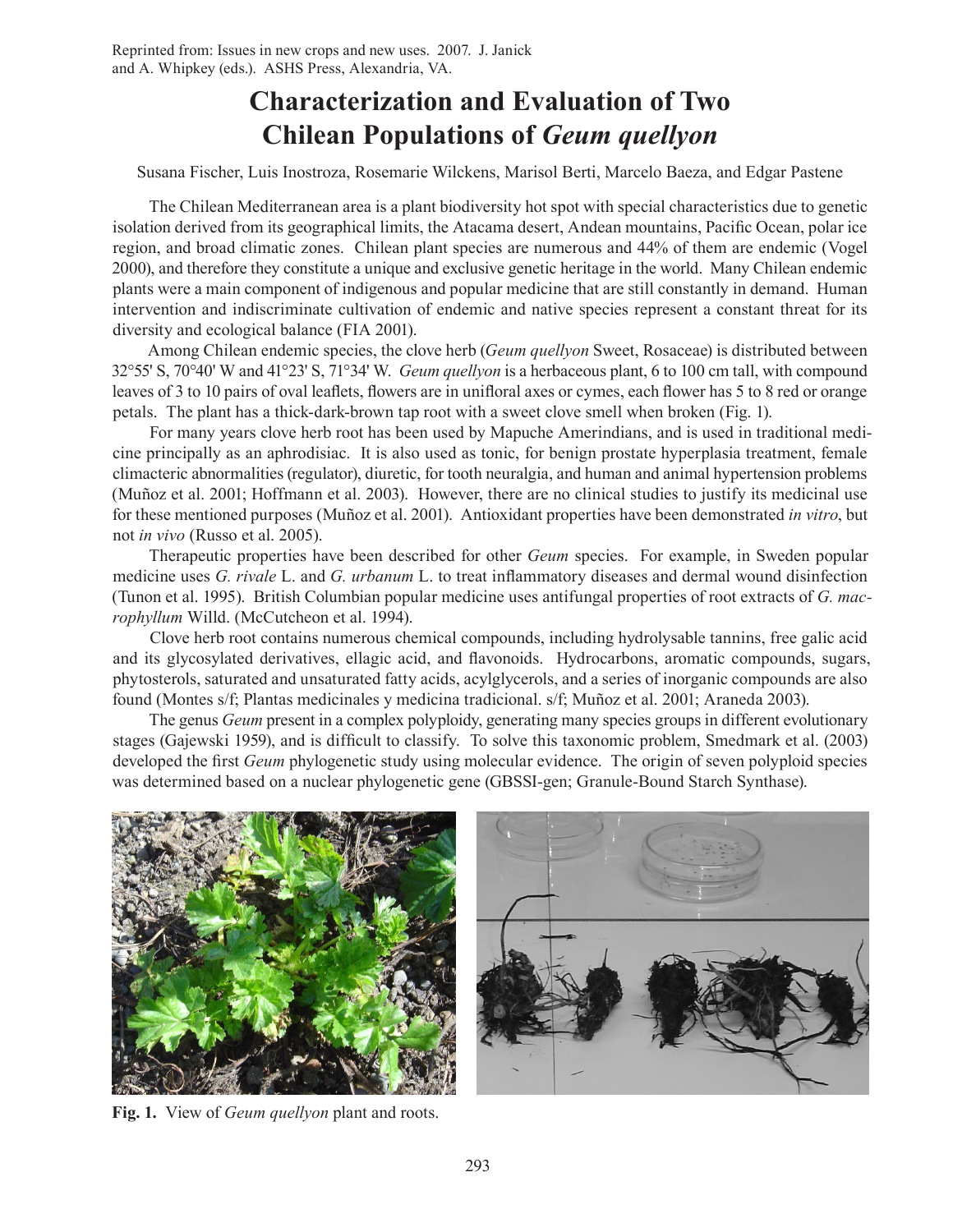Reprinted from: Issues in new crops and new uses. 2007. J. Janick and A. Whipkey (eds.). ASHS Press, Alexandria, VA.

# Characterization and Evaluation of Two Chilean Populations of *Geum quellyon*

Susana Fischer, Luis Inostroza, Rosemarie Wilckens, Marisol Berti, Marcelo Baeza, and Edgar Pastene

The Chilean Mediterranean area is a plant biodiversity hot spot with special characteristics due to genetic isolation derived from its geographical limits, the Atacama desert, Andean mountains, Pacific Ocean, polar ice region, and broad climatic zones. Chilean plant species are numerous and 44% of them are endemic (Vogel 2000), and therefore they constitute a unique and exclusive genetic heritage in the world. Many Chilean endemic plants were a main component of indigenous and popular medicine that are still constantly in demand. Human intervention and indiscriminate cultivation of endemic and native species represent a constant threat for its diversity and ecological balance (FIA 2001).

Among Chilean endemic species, the clove herb (*Geum quellyon* Sweet, Rosaceae) is distributed between 32°55' S, 70°40' W and 41°23' S, 71°34' W. *Geum quellyon* is a herbaceous plant, 6 to 100 cm tall, with compound leaves of 3 to 10 pairs of oval leaflets, flowers are in unifloral axes or cymes, each flower has 5 to 8 red or orange petals. The plant has a thick-dark-brown tap root with a sweet clove smell when broken (Fig. 1).

For many years clove herb root has been used by Mapuche Amerindians, and is used in traditional medicine principally as an aphrodisiac. It is also used as tonic, for benign prostate hyperplasia treatment, female climacteric abnormalities (regulator), diuretic, for tooth neuralgia, and human and animal hypertension problems (Muñoz et al. 2001; Hoffmann et al. 2003). However, there are no clinical studies to justify its medicinal use for these mentioned purposes (Muñoz et al. 2001). Antioxidant properties have been demonstrated *in vitro*, but not *in vivo* (Russo et al. 2005).

Therapeutic properties have been described for other *Geum* species. For example, in Sweden popular medicine uses *G. rivale* L. and *G. urbanum* L. to treat inflammatory diseases and dermal wound disinfection (Tunon et al. 1995). British Columbian popular medicine uses antifungal properties of root extracts of *G. macrophyllum* Willd. (McCutcheon et al. 1994).

Clove herb root contains numerous chemical compounds, including hydrolysable tannins, free galic acid and its glycosylated derivatives, ellagic acid, and flavonoids. Hydrocarbons, aromatic compounds, sugars, phytosterols, saturated and unsaturated fatty acids, acylglycerols, and a series of inorganic compounds are also found (Montes s/f; Plantas medicinales y medicina tradicional. s/f; Muñoz et al. 2001; Araneda 2003).

The genus *Geum* present in a complex polyploidy, generating many species groups in different evolutionary stages (Gajewski 1959), and is difficult to classify. To solve this taxonomic problem, Smedmark et al. (2003) developed the first *Geum* phylogenetic study using molecular evidence. The origin of seven polyploid species was determined based on a nuclear phylogenetic gene (GBSSI-gen; Granule-Bound Starch Synthase).

**Fig. 1.** View of *Geum quellyon* plant and roots.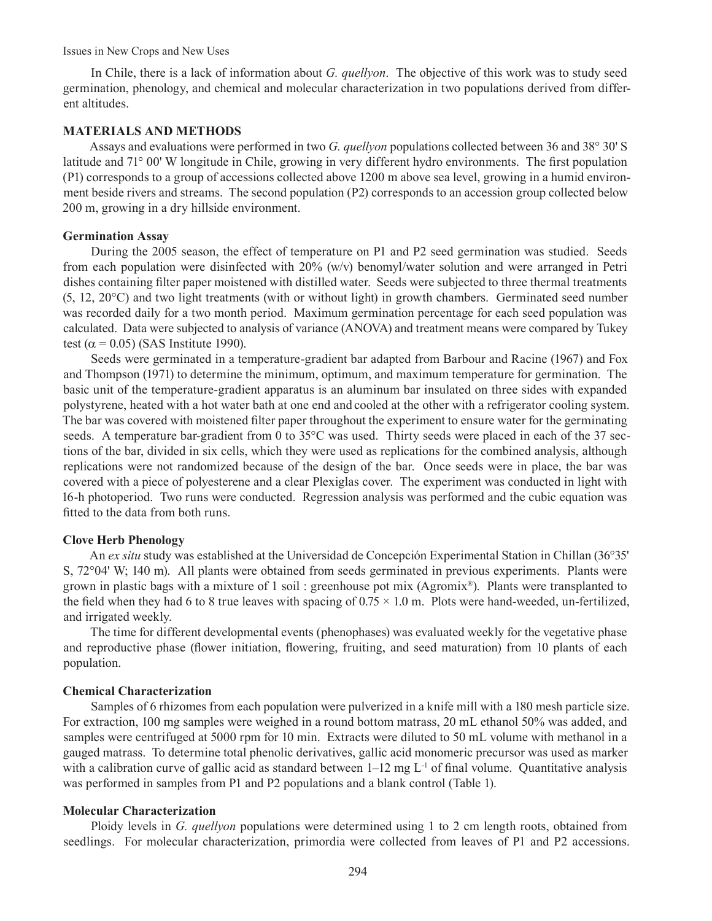In Chile, there is a lack of information about *G. quellyon*. The objective of this work was to study seed germination, phenology, and chemical and molecular characterization in two populations derived from different altitudes.

## MATERIALS AND METHODS

Assays and evaluations were performed in two *G. quellyon* populations collected between 36 and 38° 30' S latitude and 71° 00' W longitude in Chile, growing in very different hydro environments. The first population (P1) corresponds to a group of accessions collected above 1200 m above sea level, growing in a humid environment beside rivers and streams. The second population (P2) corresponds to an accession group collected below 200 m, growing in a dry hillside environment.

### Germination Assay

During the 2005 season, the effect of temperature on P1 and P2 seed germination was studied. Seeds from each population were disinfected with 20% (w/v) benomyl/water solution and were arranged in Petri dishes containing filter paper moistened with distilled water. Seeds were subjected to three thermal treatments (5, 12, 20°C) and two light treatments (with or without light) in growth chambers. Germinated seed number was recorded daily for a two month period. Maximum germination percentage for each seed population was calculated. Data were subjected to analysis of variance (ANOVA) and treatment means were compared by Tukey test ($\alpha = 0.05$) (SAS Institute 1990).

Seeds were germinated in a temperature-gradient bar adapted from Barbour and Racine (1967) and Fox and Thompson (1971) to determine the minimum, optimum, and maximum temperature for germination. The basic unit of the temperature-gradient apparatus is an aluminum bar insulated on three sides with expanded polystyrene, heated with a hot water bath at one end and cooled at the other with a refrigerator cooling system. The bar was covered with moistened filter paper throughout the experiment to ensure water for the germinating seeds. A temperature bar-gradient from 0 to 35°C was used. Thirty seeds were placed in each of the 37 sections of the bar, divided in six cells, which they were used as replications for the combined analysis, although replications were not randomized because of the design of the bar. Once seeds were in place, the bar was covered with a piece of polyesterene and a clear Plexiglas cover. The experiment was conducted in light with 16-h photoperiod. Two runs were conducted. Regression analysis was performed and the cubic equation was fitted to the data from both runs.

### Clove Herb Phenology

An *ex situ* study was established at the Universidad de Concepción Experimental Station in Chillan (36°35' S, 72°04' W; 140 m). All plants were obtained from seeds germinated in previous experiments. Plants were grown in plastic bags with a mixture of 1 soil : greenhouse pot mix (Agromix®). Plants were transplanted to the field when they had 6 to 8 true leaves with spacing of $0.75 \times 1.0$ m. Plots were hand-weeded, un-fertilized, and irrigated weekly.

The time for different developmental events (phenophases) was evaluated weekly for the vegetative phase and reproductive phase (flower initiation, flowering, fruiting, and seed maturation) from 10 plants of each population.

### Chemical Characterization

Samples of 6 rhizomes from each population were pulverized in a knife mill with a 180 mesh particle size. For extraction, 100 mg samples were weighed in a round bottom matrass, 20 mL ethanol 50% was added, and samples were centrifuged at 5000 rpm for 10 min. Extracts were diluted to 50 mL volume with methanol in a gauged matrass. To determine total phenolic derivatives, gallic acid monomeric precursor was used as marker with a calibration curve of gallic acid as standard between 1–12 mg $L^{-1}$ of final volume. Quantitative analysis was performed in samples from P1 and P2 populations and a blank control (Table 1).

### Molecular Characterization

Ploidy levels in *G. quellyon* populations were determined using 1 to 2 cm length roots, obtained from seedlings. For molecular characterization, primordia were collected from leaves of P1 and P2 accessions.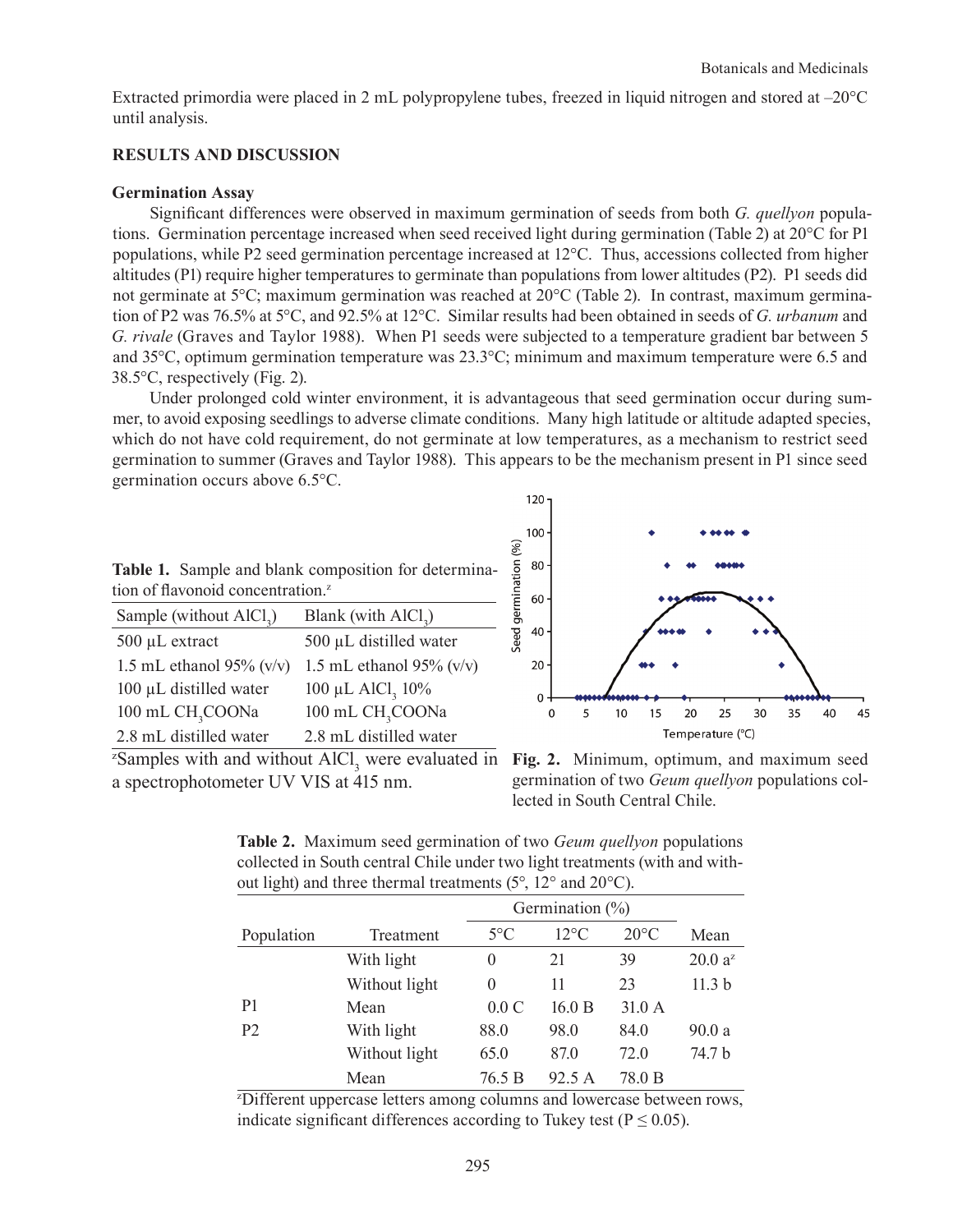Extracted primordia were placed in 2 mL polypropylene tubes, freezed in liquid nitrogen and stored at –20°C until analysis.

## RESULTS AND DISCUSSION

### Germination Assay

Significant differences were observed in maximum germination of seeds from both *G. quellyon* populations. Germination percentage increased when seed received light during germination (Table 2) at 20°C for P1 populations, while P2 seed germination percentage increased at 12°C. Thus, accessions collected from higher altitudes (P1) require higher temperatures to germinate than populations from lower altitudes (P2). P1 seeds did not germinate at 5°C; maximum germination was reached at 20°C (Table 2). In contrast, maximum germination of P2 was 76.5% at 5°C, and 92.5% at 12°C. Similar results had been obtained in seeds of *G. urbanum* and *G. rivale* (Graves and Taylor 1988). When P1 seeds were subjected to a temperature gradient bar between 5 and 35°C, optimum germination temperature was 23.3°C; minimum and maximum temperature were 6.5 and 38.5°C, respectively (Fig. 2).

Under prolonged cold winter environment, it is advantageous that seed germination occur during summer, to avoid exposing seedlings to adverse climate conditions. Many high latitude or altitude adapted species, which do not have cold requirement, do not germinate at low temperatures, as a mechanism to restrict seed germination to summer (Graves and Taylor 1988). This appears to be the mechanism present in P1 since seed germination occurs above 6.5°C.

**Table 1.** Sample and blank composition for determination of flavonoid concentration.[z]

| Sample (without $AlCl_3$) | Blank (with $AlCl_3$) |
|---|---|
| 500 µL extract | 500 µL distilled water |
| 1.5 mL ethanol 95% (v/v) | 1.5 mL ethanol 95% (v/v) |
| 100 µL distilled water | 100 µL $AlCl_3$ 10% |
| 100 mL $CH_3COONa$ | 100 mL $CH_3COONa$ |
| 2.8 mL distilled water | 2.8 mL distilled water |

[z]Samples with and without $AlCl_3$ were evaluated in a spectrophotometer UV VIS at 415 nm.

**Fig. 2.** Minimum, optimum, and maximum seed germination of two *Geum quellyon* populations collected in South Central Chile.

**Table 2.** Maximum seed germination of two *Geum quellyon* populations collected in South central Chile under two light treatments (with and without light) and three thermal treatments (5°, 12° and 20°C).

| | | Germination (%) | | | |
|---|---|---|---|---|---|
| Population | Treatment | 5°C | 12°C | 20°C | Mean |
| | With light | 0 | 21 | 39 | 20.0 a[z] |
| | Without light | 0 | 11 | 23 | 11.3 b |
| P1 | Mean | 0.0 C | 16.0 B | 31.0 A | |
| P2 | With light | 88.0 | 98.0 | 84.0 | 90.0 a |
| | Without light | 65.0 | 87.0 | 72.0 | 74.7 b |
| | Mean | 76.5 B | 92.5 A | 78.0 B | |

[z]Different uppercase letters among columns and lowercase between rows, indicate significant differences according to Tukey test ($P \leq 0.05$).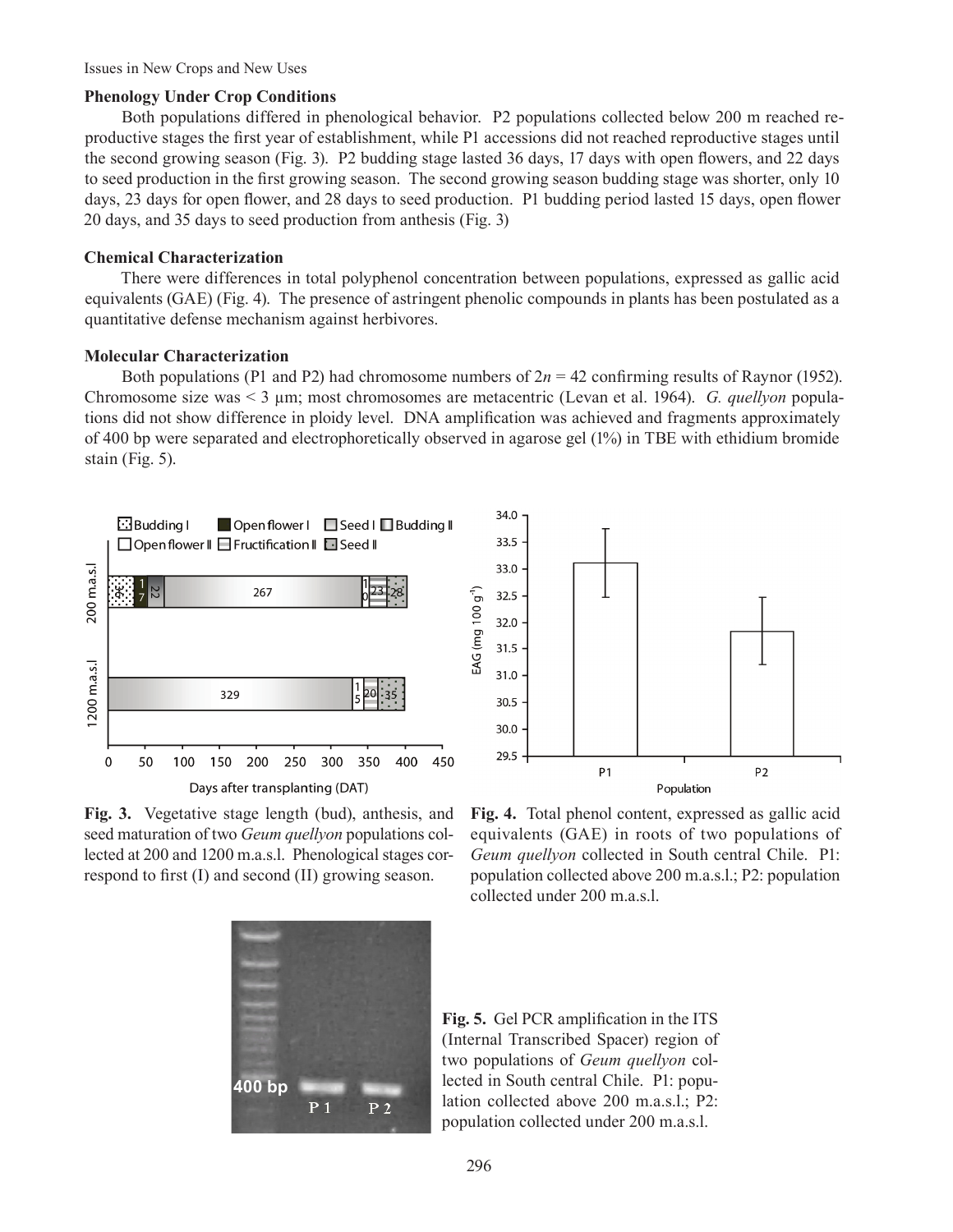### Phenology Under Crop Conditions

Both populations differed in phenological behavior. P2 populations collected below 200 m reached reproductive stages the first year of establishment, while P1 accessions did not reached reproductive stages until the second growing season (Fig. 3). P2 budding stage lasted 36 days, 17 days with open flowers, and 22 days to seed production in the first growing season. The second growing season budding stage was shorter, only 10 days, 23 days for open flower, and 28 days to seed production. P1 budding period lasted 15 days, open flower 20 days, and 35 days to seed production from anthesis (Fig. 3)

### Chemical Characterization

There were differences in total polyphenol concentration between populations, expressed as gallic acid equivalents (GAE) (Fig. 4). The presence of astringent phenolic compounds in plants has been postulated as a quantitative defense mechanism against herbivores.

### Molecular Characterization

Both populations (P1 and P2) had chromosome numbers of $2n = 42$ confirming results of Raynor (1952). Chromosome size was < 3 µm; most chromosomes are metacentric (Levan et al. 1964). *G. quellyon* populations did not show difference in ploidy level. DNA amplification was achieved and fragments approximately of 400 bp were separated and electrophoretically observed in agarose gel (1%) in TBE with ethidium bromide stain (Fig. 5).

**Fig. 3.** Vegetative stage length (bud), anthesis, and seed maturation of two *Geum quellyon* populations collected at 200 and 1200 m.a.s.l. Phenological stages correspond to first (I) and second (II) growing season.

**Fig. 4.** Total phenol content, expressed as gallic acid equivalents (GAE) in roots of two populations of *Geum quellyon* collected in South central Chile. P1: population collected above 200 m.a.s.l.; P2: population collected under 200 m.a.s.l.

**Fig. 5.** Gel PCR amplification in the ITS (Internal Transcribed Spacer) region of two populations of *Geum quellyon* collected in South central Chile. P1: population collected above 200 m.a.s.l.; P2: population collected under 200 m.a.s.l.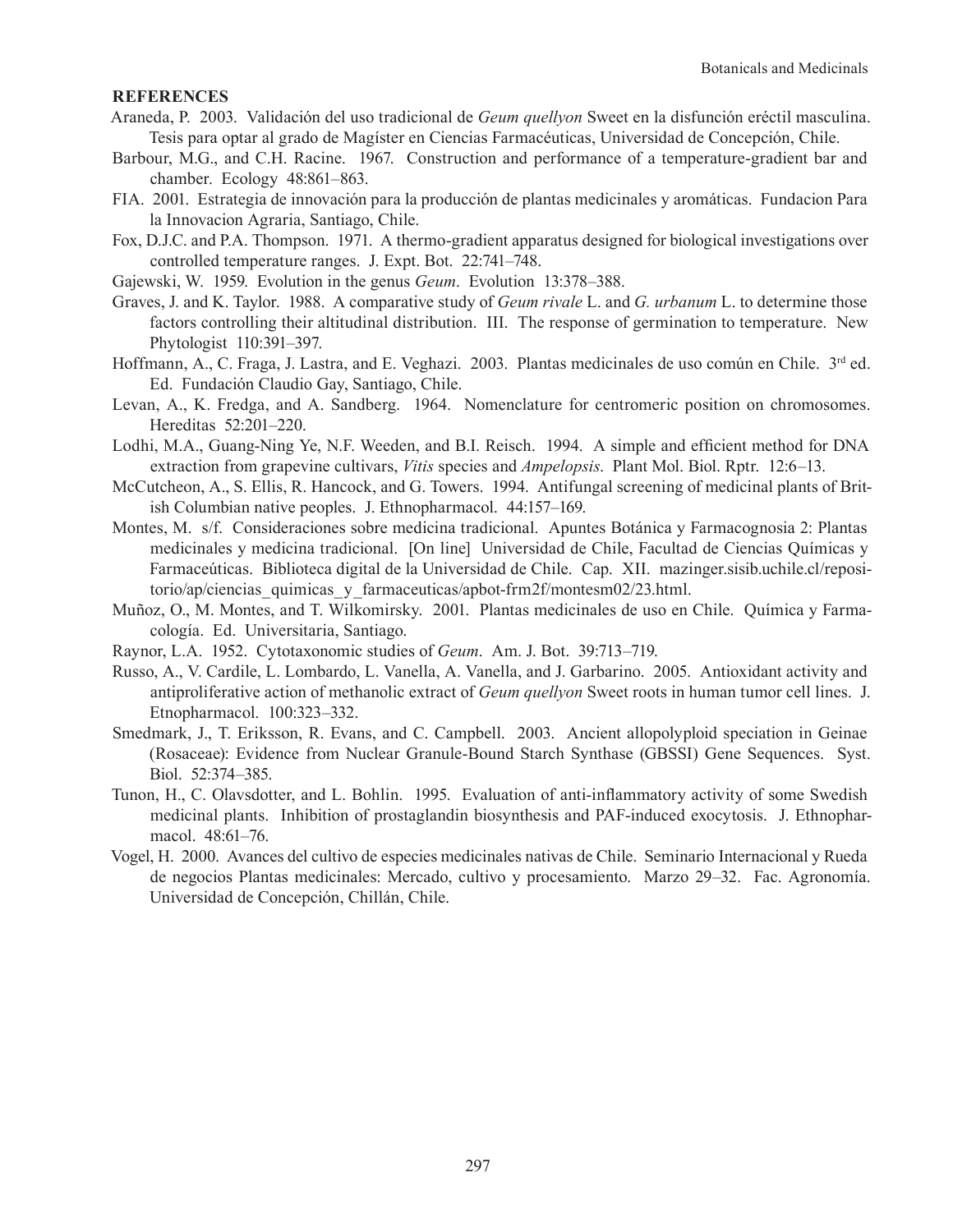## REFERENCES

Araneda, P. 2003. Validación del uso tradicional de *Geum quellyon* Sweet en la disfunción eréctil masculina. Tesis para optar al grado de Magíster en Ciencias Farmacéuticas, Universidad de Concepción, Chile.

Barbour, M.G., and C.H. Racine. 1967. Construction and performance of a temperature-gradient bar and chamber. Ecology 48:861–863.

FIA. 2001. Estrategia de innovación para la producción de plantas medicinales y aromáticas. Fundacion Para la Innovacion Agraria, Santiago, Chile.

Fox, D.J.C. and P.A. Thompson. 1971. A thermo-gradient apparatus designed for biological investigations over controlled temperature ranges. J. Expt. Bot. 22:741–748.

Gajewski, W. 1959. Evolution in the genus *Geum*. Evolution 13:378–388.

Graves, J. and K. Taylor. 1988. A comparative study of *Geum rivale* L. and *G. urbanum* L. to determine those factors controlling their altitudinal distribution. III. The response of germination to temperature. New Phytologist 110:391–397.

Hoffmann, A., C. Fraga, J. Lastra, and E. Veghazi. 2003. Plantas medicinales de uso común en Chile. 3rd ed. Ed. Fundación Claudio Gay, Santiago, Chile.

Levan, A., K. Fredga, and A. Sandberg. 1964. Nomenclature for centromeric position on chromosomes. Hereditas 52:201–220.

Lodhi, M.A., Guang-Ning Ye, N.F. Weeden, and B.I. Reisch. 1994. A simple and efficient method for DNA extraction from grapevine cultivars, *Vitis* species and *Ampelopsis*. Plant Mol. Biol. Rptr. 12:6–13.

McCutcheon, A., S. Ellis, R. Hancock, and G. Towers. 1994. Antifungal screening of medicinal plants of British Columbian native peoples. J. Ethnopharmacol. 44:157–169.

Montes, M. s/f. Consideraciones sobre medicina tradicional. Apuntes Botánica y Farmacognosia 2: Plantas medicinales y medicina tradicional. [On line] Universidad de Chile, Facultad de Ciencias Químicas y Farmaceúticas. Biblioteca digital de la Universidad de Chile. Cap. XII. mazinger.sisib.uchile.cl/repositorio/ap/ciencias_quimicas_y_farmaceuticas/apbot-frm2f/montesm02/23.html.

Muñoz, O., M. Montes, and T. Wilkomirsky. 2001. Plantas medicinales de uso en Chile. Química y Farmacología. Ed. Universitaria, Santiago.

Raynor, L.A. 1952. Cytotaxonomic studies of *Geum*. Am. J. Bot. 39:713–719.

Russo, A., V. Cardile, L. Lombardo, L. Vanella, A. Vanella, and J. Garbarino. 2005. Antioxidant activity and antiproliferative action of methanolic extract of *Geum quellyon* Sweet roots in human tumor cell lines. J. Etnopharmacol. 100:323–332.

Smedmark, J., T. Eriksson, R. Evans, and C. Campbell. 2003. Ancient allopolyploid speciation in Geinae (Rosaceae): Evidence from Nuclear Granule-Bound Starch Synthase (GBSSI) Gene Sequences. Syst. Biol. 52:374–385.

Tunon, H., C. Olavsdotter, and L. Bohlin. 1995. Evaluation of anti-inflammatory activity of some Swedish medicinal plants. Inhibition of prostaglandin biosynthesis and PAF-induced exocytosis. J. Ethnopharmacol. 48:61–76.

Vogel, H. 2000. Avances del cultivo de especies medicinales nativas de Chile. Seminario Internacional y Rueda de negocios Plantas medicinales: Mercado, cultivo y procesamiento. Marzo 29–32. Fac. Agronomía. Universidad de Concepción, Chillán, Chile.